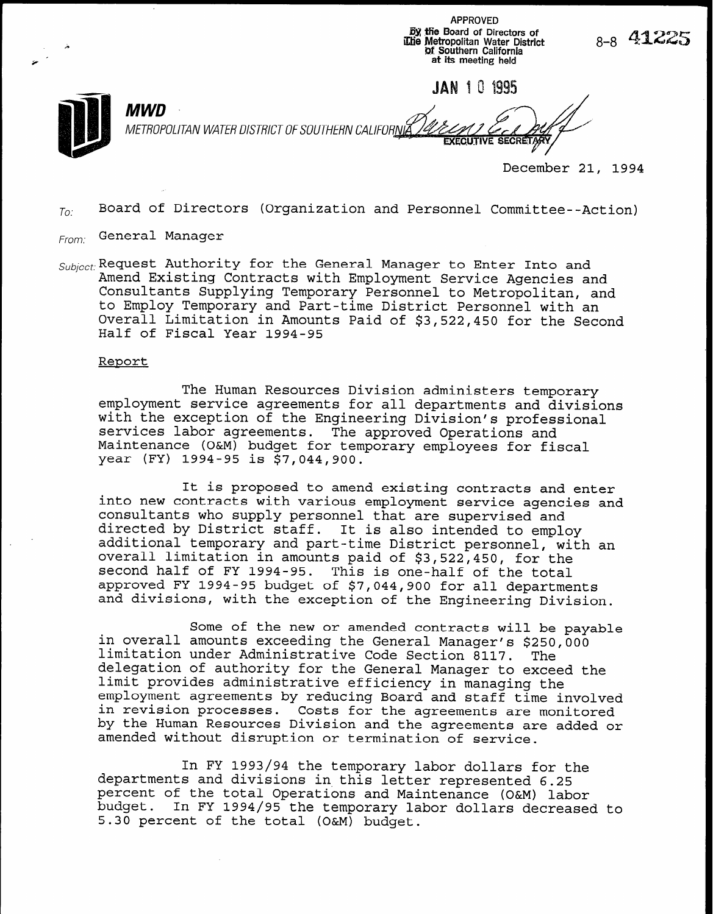APPROVED
By the Board of Directors of
The Metropolitan Water District
of Southern California
at its meeting held

JAN 10 1995

EXECUTIVE SECRETARY

8-8 41225

**MWD**

METROPOLITAN WATER DISTRICT OF SOUTHERN CALIFORNIA

December 21, 1994

To: Board of Directors (Organization and Personnel Committee--Action)

From: General Manager

Subject: Request Authority for the General Manager to Enter Into and Amend Existing Contracts with Employment Service Agencies and Consultants Supplying Temporary Personnel to Metropolitan, and to Employ Temporary and Part-time District Personnel with an Overall Limitation in Amounts Paid of $3,522,450 for the Second Half of Fiscal Year 1994-95

Report

The Human Resources Division administers temporary employment service agreements for all departments and divisions with the exception of the Engineering Division's professional services labor agreements. The approved Operations and Maintenance (O&M) budget for temporary employees for fiscal year (FY) 1994-95 is $7,044,900.

It is proposed to amend existing contracts and enter into new contracts with various employment service agencies and consultants who supply personnel that are supervised and directed by District staff. It is also intended to employ additional temporary and part-time District personnel, with an overall limitation in amounts paid of $3,522,450, for the second half of FY 1994-95. This is one-half of the total approved FY 1994-95 budget of $7,044,900 for all departments and divisions, with the exception of the Engineering Division.

Some of the new or amended contracts will be payable in overall amounts exceeding the General Manager's $250,000 limitation under Administrative Code Section 8117. The delegation of authority for the General Manager to exceed the limit provides administrative efficiency in managing the employment agreements by reducing Board and staff time involved in revision processes. Costs for the agreements are monitored by the Human Resources Division and the agreements are added or amended without disruption or termination of service.

In FY 1993/94 the temporary labor dollars for the departments and divisions in this letter represented 6.25 percent of the total Operations and Maintenance (O&M) labor budget. In FY 1994/95 the temporary labor dollars decreased to 5.30 percent of the total (O&M) budget.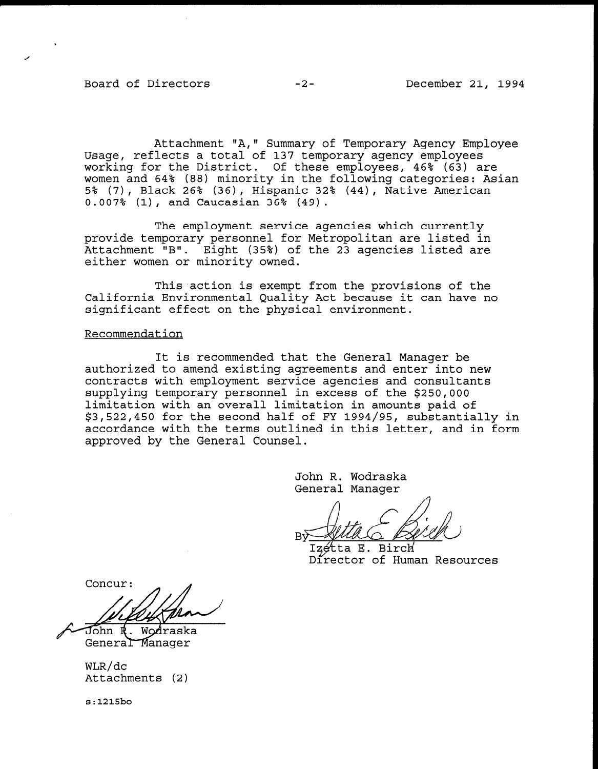Attachment "A," Summary of Temporary Agency Employee Usage, reflects a total of 137 temporary agency employees working for the District. Of these employees, 46% (63) are women and 64% (88) minority in the following categories: Asian 5% (7), Black 26% (36), Hispanic 32% (44), Native American 0.007% (1), and Caucasian 36% (49).

The employment service agencies which currently provide temporary personnel for Metropolitan are listed in Attachment "B". Eight (35%) of the 23 agencies listed are either women or minority owned.

This action is exempt from the provisions of the California Environmental Quality Act because it can have no significant effect on the physical environment.

Recommendation

It is recommended that the General Manager be authorized to amend existing agreements and enter into new contracts with employment service agencies and consultants supplying temporary personnel in excess of the $250,000 limitation with an overall limitation in amounts paid of $3,522,450 for the second half of FY 1994/95, substantially in accordance with the terms outlined in this letter, and in form approved by the General Counsel.

John R. Wodraska
General Manager

By Izetta E. Birch
Director of Human Resources

Concur:

John R. Wodraska
General Manager

WLR/dc
Attachments (2)

s:1215bo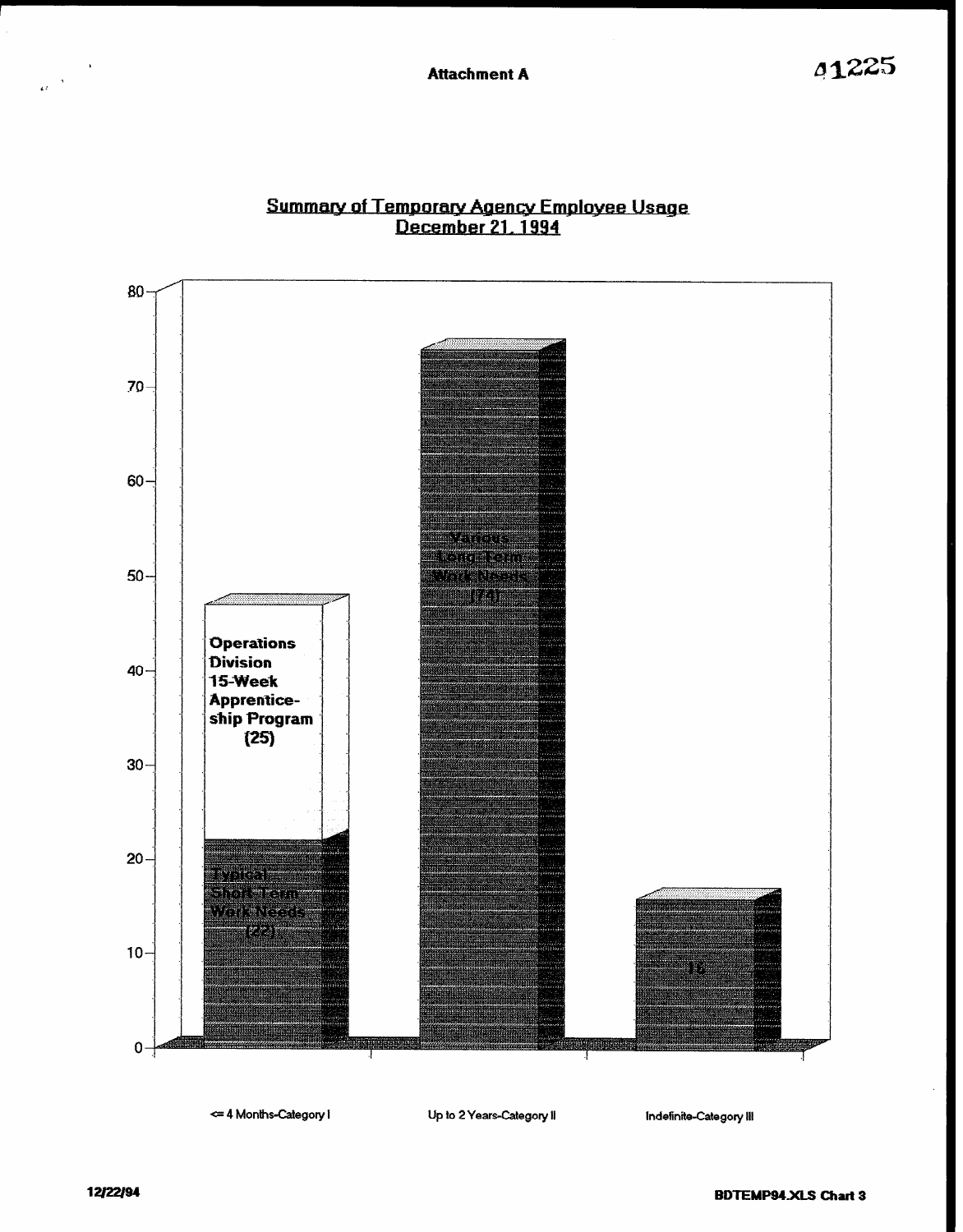**Attachment A**

41225

## Summary of Temporary Agency Employee Usage
## December 21, 1994

| Category | Segment | Count |
| --- | --- | --- |
| <= 4 Months-Category I | Typical Short-Term Work Needs | 22 |
| <= 4 Months-Category I | Operations Division 15-Week Apprenticeship Program | 25 |
| Up to 2 Years-Category II | Various Long-Term Work Needs | 74 |
| Indefinite-Category III | | 16 |

12/22/94

BDTEMP94.XLS Chart 3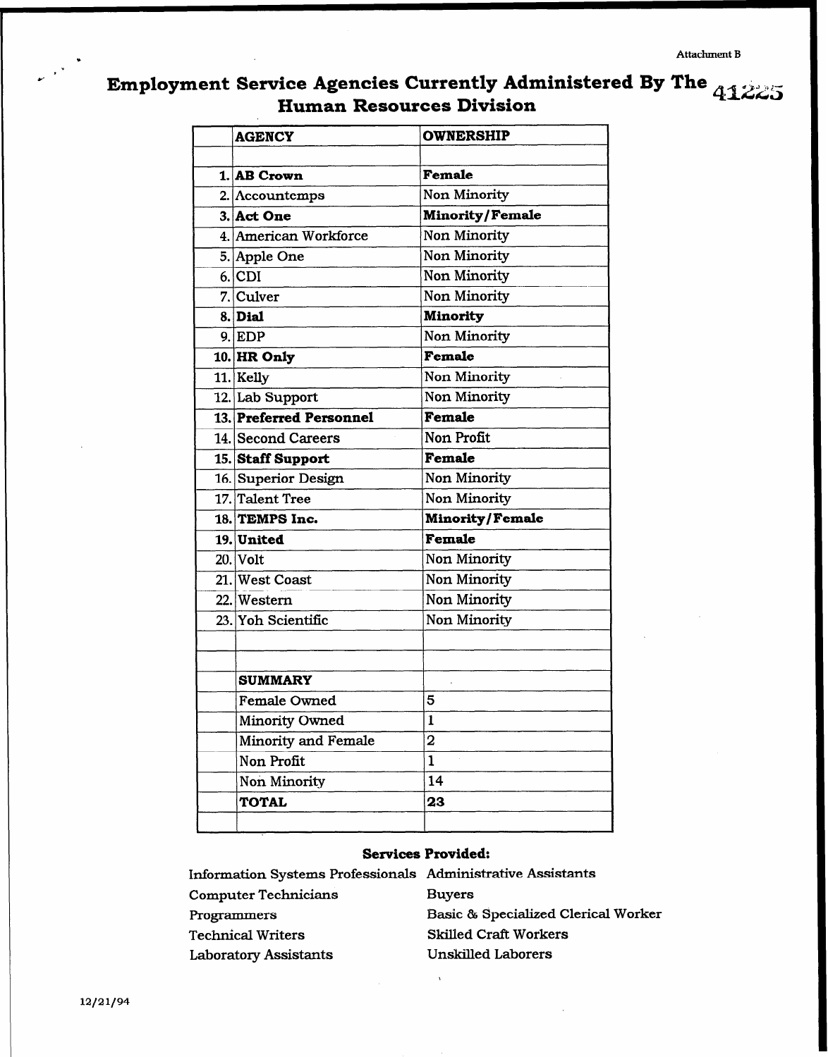Attachment B

# Employment Service Agencies Currently Administered By The Human Resources Division

41225

| | AGENCY | OWNERSHIP |
|---|---|---|
| | | |
| 1. | **AB Crown** | **Female** |
| 2. | Accountemps | Non Minority |
| 3. | **Act One** | **Minority/Female** |
| 4. | American Workforce | Non Minority |
| 5. | Apple One | Non Minority |
| 6. | CDI | Non Minority |
| 7. | Culver | Non Minority |
| 8. | **Dial** | **Minority** |
| 9. | EDP | Non Minority |
| 10. | **HR Only** | **Female** |
| 11. | Kelly | Non Minority |
| 12. | Lab Support | Non Minority |
| 13. | **Preferred Personnel** | **Female** |
| 14. | Second Careers | Non Profit |
| 15. | **Staff Support** | **Female** |
| 16. | Superior Design | Non Minority |
| 17. | Talent Tree | Non Minority |
| 18. | **TEMPS Inc.** | **Minority/Female** |
| 19. | **United** | **Female** |
| 20. | Volt | Non Minority |
| 21. | West Coast | Non Minority |
| 22. | Western | Non Minority |
| 23. | Yoh Scientific | Non Minority |
| | | |
| | | |
| | **SUMMARY** | |
| | Female Owned | 5 |
| | Minority Owned | 1 |
| | Minority and Female | 2 |
| | Non Profit | 1 |
| | Non Minority | 14 |
| | **TOTAL** | **23** |
| | | |

**Services Provided:**

Information Systems Professionals
Computer Technicians
Programmers
Technical Writers
Laboratory Assistants
Administrative Assistants
Buyers
Basic & Specialized Clerical Worker
Skilled Craft Workers
Unskilled Laborers

12/21/94